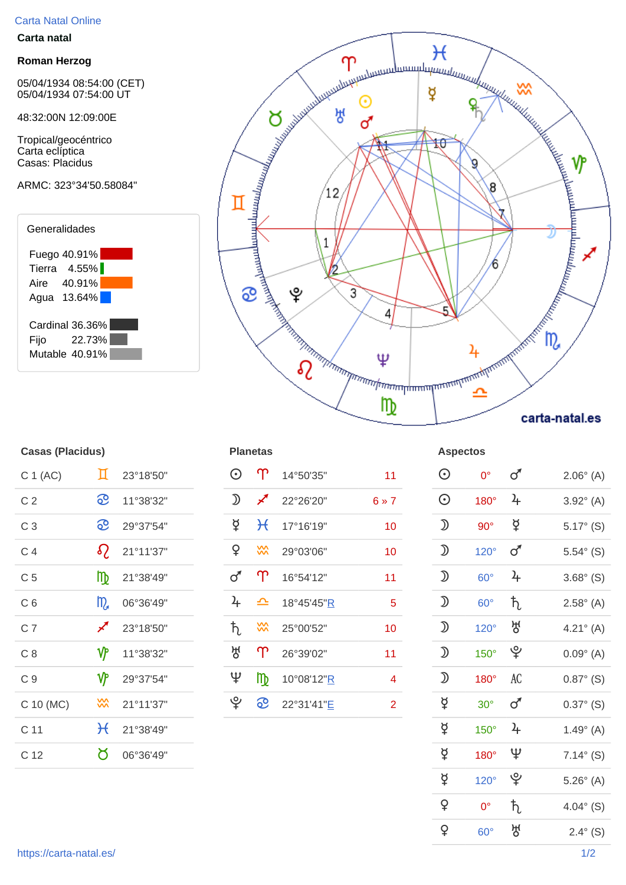Carta Natal Online

**Carta natal**

**Roman Herzog**

05/04/1934 08:54:00 (CET)
05/04/1934 07:54:00 UT

48:32:00N 12:09:00E

Tropical/geocéntrico
Carta eclíptica
Casas: Placidus

ARMC: 323°34'50.58084"

### Generalidades

Fuego 40.91%
Tierra 4.55%
Aire 40.91%
Agua 13.64%

Cardinal 36.36%
Fijo 22.73%
Mutable 40.91%

carta-natal.es

### Casas (Placidus)

| | | |
|---|---|---|
| C 1 (AC) | ♊ | 23°18'50" |
| C 2 | ♋ | 11°38'32" |
| C 3 | ♋ | 29°37'54" |
| C 4 | ♌ | 21°11'37" |
| C 5 | ♍ | 21°38'49" |
| C 6 | ♏ | 06°36'49" |
| C 7 | ♐ | 23°18'50" |
| C 8 | ♑ | 11°38'32" |
| C 9 | ♑ | 29°37'54" |
| C 10 (MC) | ♒ | 21°11'37" |
| C 11 | ♓ | 21°38'49" |
| C 12 | ♉ | 06°36'49" |

### Planetas

| | | | |
|---|---|---|---|
| ☉ | ♈ | 14°50'35" | 11 |
| ☽ | ♐ | 22°26'20" | 6 » 7 |
| ☿ | ♓ | 17°16'19" | 10 |
| ♀ | ♒ | 29°03'06" | 10 |
| ♂ | ♈ | 16°54'12" | 11 |
| ♃ | ♎ | 18°45'45"R | 5 |
| ♄ | ♒ | 25°00'52" | 10 |
| ♅ | ♈ | 26°39'02" | 11 |
| ♆ | ♍ | 10°08'12"R | 4 |
| ♇ | ♋ | 22°31'41"E | 2 |

### Aspectos

| | | | |
|---|---|---|---|
| ☉ | 0° | ♂ | 2.06° (A) |
| ☉ | 180° | ♃ | 3.92° (A) |
| ☽ | 90° | ☿ | 5.17° (S) |
| ☽ | 120° | ♂ | 5.54° (S) |
| ☽ | 60° | ♃ | 3.68° (S) |
| ☽ | 60° | ♄ | 2.58° (A) |
| ☽ | 120° | ♅ | 4.21° (A) |
| ☽ | 150° | ♇ | 0.09° (A) |
| ☽ | 180° | AC | 0.87° (S) |
| ☿ | 30° | ♂ | 0.37° (S) |
| ☿ | 150° | ♃ | 1.49° (A) |
| ☿ | 180° | ♆ | 7.14° (S) |
| ☿ | 120° | ♇ | 5.26° (A) |
| ♀ | 0° | ♄ | 4.04° (S) |
| ♀ | 60° | ♅ | 2.4° (S) |

https://carta-natal.es/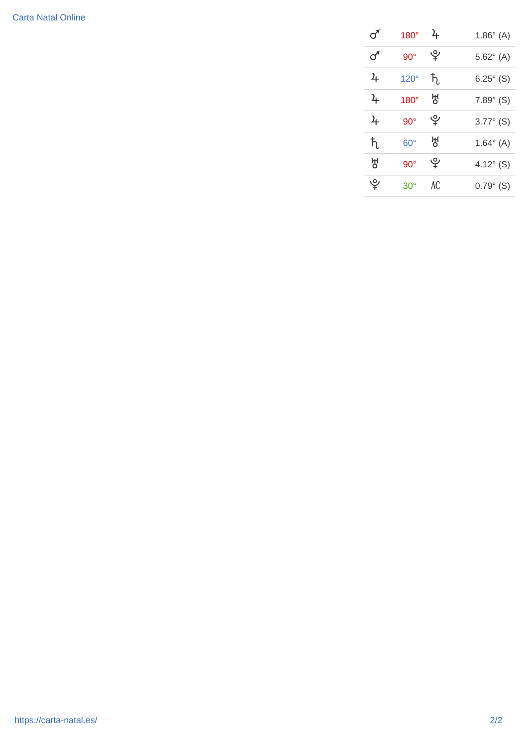| | | | |
|---|---|---|---|
| ♂ | 180° | ♃ | 1.86° (A) |
| ♂ | 90° | ♇ | 5.62° (A) |
| ♃ | 120° | ♄ | 6.25° (S) |
| ♃ | 180° | ♅ | 7.89° (S) |
| ♃ | 90° | ♇ | 3.77° (S) |
| ♄ | 60° | ♅ | 1.64° (A) |
| ♅ | 90° | ♇ | 4.12° (S) |
| ♇ | 30° | AC | 0.79° (S) |